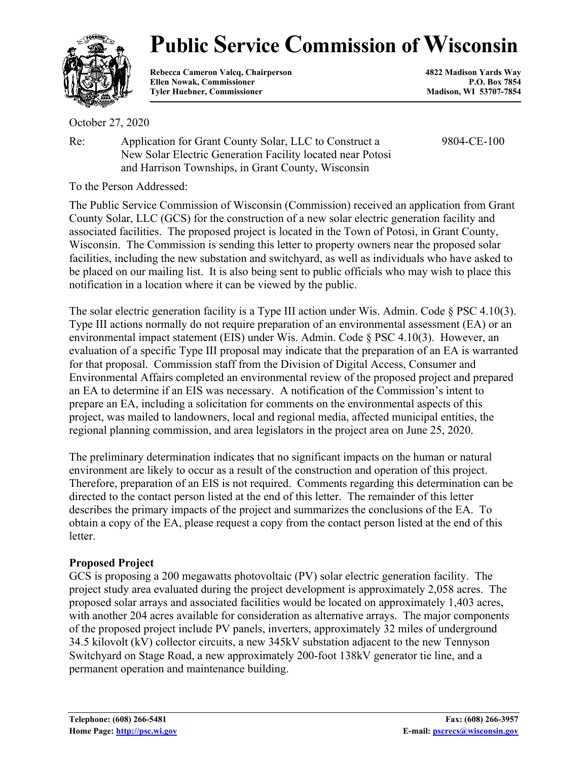# Public Service Commission of Wisconsin

**Rebecca Cameron Valcq, Chairperson**
**Ellen Nowak, Commissioner**
**Tyler Huebner, Commissioner**

**4822 Madison Yards Way**
**P.O. Box 7854**
**Madison, WI 53707-7854**

October 27, 2020

Re: Application for Grant County Solar, LLC to Construct a New Solar Electric Generation Facility located near Potosi and Harrison Townships, in Grant County, Wisconsin — 9804-CE-100

To the Person Addressed:

The Public Service Commission of Wisconsin (Commission) received an application from Grant County Solar, LLC (GCS) for the construction of a new solar electric generation facility and associated facilities. The proposed project is located in the Town of Potosi, in Grant County, Wisconsin. The Commission is sending this letter to property owners near the proposed solar facilities, including the new substation and switchyard, as well as individuals who have asked to be placed on our mailing list. It is also being sent to public officials who may wish to place this notification in a location where it can be viewed by the public.

The solar electric generation facility is a Type III action under Wis. Admin. Code § PSC 4.10(3). Type III actions normally do not require preparation of an environmental assessment (EA) or an environmental impact statement (EIS) under Wis. Admin. Code § PSC 4.10(3). However, an evaluation of a specific Type III proposal may indicate that the preparation of an EA is warranted for that proposal. Commission staff from the Division of Digital Access, Consumer and Environmental Affairs completed an environmental review of the proposed project and prepared an EA to determine if an EIS was necessary. A notification of the Commission's intent to prepare an EA, including a solicitation for comments on the environmental aspects of this project, was mailed to landowners, local and regional media, affected municipal entities, the regional planning commission, and area legislators in the project area on June 25, 2020.

The preliminary determination indicates that no significant impacts on the human or natural environment are likely to occur as a result of the construction and operation of this project. Therefore, preparation of an EIS is not required. Comments regarding this determination can be directed to the contact person listed at the end of this letter. The remainder of this letter describes the primary impacts of the project and summarizes the conclusions of the EA. To obtain a copy of the EA, please request a copy from the contact person listed at the end of this letter.

**Proposed Project**

GCS is proposing a 200 megawatts photovoltaic (PV) solar electric generation facility. The project study area evaluated during the project development is approximately 2,058 acres. The proposed solar arrays and associated facilities would be located on approximately 1,403 acres, with another 204 acres available for consideration as alternative arrays. The major components of the proposed project include PV panels, inverters, approximately 32 miles of underground 34.5 kilovolt (kV) collector circuits, a new 345kV substation adjacent to the new Tennyson Switchyard on Stage Road, a new approximately 200-foot 138kV generator tie line, and a permanent operation and maintenance building.

**Telephone: (608) 266-5481**
**Home Page: http://psc.wi.gov**
**Fax: (608) 266-3957**
**E-mail: pscrecs@wisconsin.gov**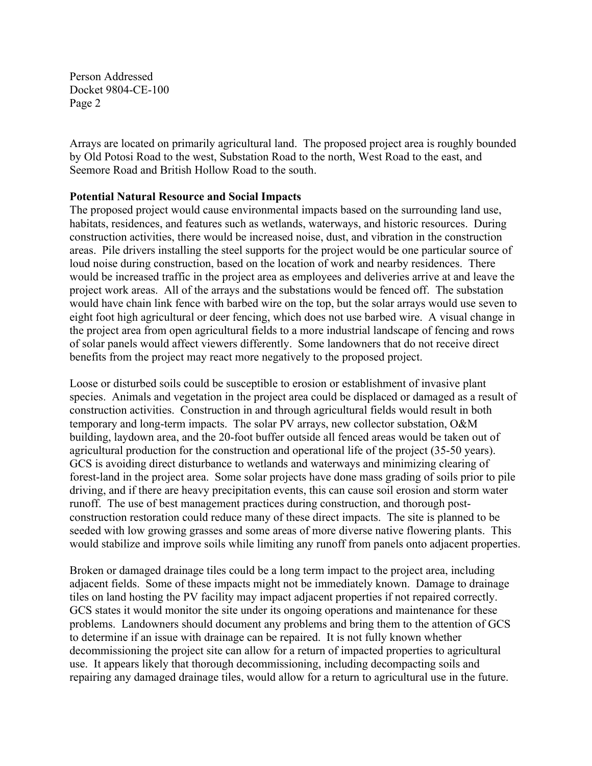Arrays are located on primarily agricultural land. The proposed project area is roughly bounded by Old Potosi Road to the west, Substation Road to the north, West Road to the east, and Seemore Road and British Hollow Road to the south.

**Potential Natural Resource and Social Impacts**

The proposed project would cause environmental impacts based on the surrounding land use, habitats, residences, and features such as wetlands, waterways, and historic resources. During construction activities, there would be increased noise, dust, and vibration in the construction areas. Pile drivers installing the steel supports for the project would be one particular source of loud noise during construction, based on the location of work and nearby residences. There would be increased traffic in the project area as employees and deliveries arrive at and leave the project work areas. All of the arrays and the substations would be fenced off. The substation would have chain link fence with barbed wire on the top, but the solar arrays would use seven to eight foot high agricultural or deer fencing, which does not use barbed wire. A visual change in the project area from open agricultural fields to a more industrial landscape of fencing and rows of solar panels would affect viewers differently. Some landowners that do not receive direct benefits from the project may react more negatively to the proposed project.

Loose or disturbed soils could be susceptible to erosion or establishment of invasive plant species. Animals and vegetation in the project area could be displaced or damaged as a result of construction activities. Construction in and through agricultural fields would result in both temporary and long-term impacts. The solar PV arrays, new collector substation, O&M building, laydown area, and the 20-foot buffer outside all fenced areas would be taken out of agricultural production for the construction and operational life of the project (35-50 years). GCS is avoiding direct disturbance to wetlands and waterways and minimizing clearing of forest-land in the project area. Some solar projects have done mass grading of soils prior to pile driving, and if there are heavy precipitation events, this can cause soil erosion and storm water runoff. The use of best management practices during construction, and thorough post-construction restoration could reduce many of these direct impacts. The site is planned to be seeded with low growing grasses and some areas of more diverse native flowering plants. This would stabilize and improve soils while limiting any runoff from panels onto adjacent properties.

Broken or damaged drainage tiles could be a long term impact to the project area, including adjacent fields. Some of these impacts might not be immediately known. Damage to drainage tiles on land hosting the PV facility may impact adjacent properties if not repaired correctly. GCS states it would monitor the site under its ongoing operations and maintenance for these problems. Landowners should document any problems and bring them to the attention of GCS to determine if an issue with drainage can be repaired. It is not fully known whether decommissioning the project site can allow for a return of impacted properties to agricultural use. It appears likely that thorough decommissioning, including decompacting soils and repairing any damaged drainage tiles, would allow for a return to agricultural use in the future.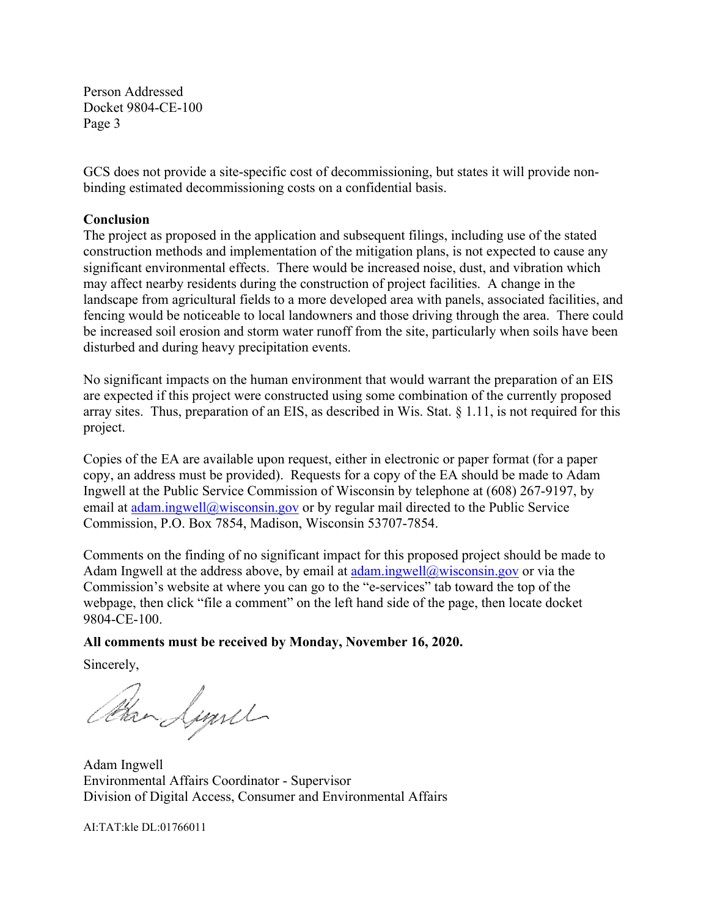GCS does not provide a site-specific cost of decommissioning, but states it will provide non-binding estimated decommissioning costs on a confidential basis.

**Conclusion**

The project as proposed in the application and subsequent filings, including use of the stated construction methods and implementation of the mitigation plans, is not expected to cause any significant environmental effects. There would be increased noise, dust, and vibration which may affect nearby residents during the construction of project facilities. A change in the landscape from agricultural fields to a more developed area with panels, associated facilities, and fencing would be noticeable to local landowners and those driving through the area. There could be increased soil erosion and storm water runoff from the site, particularly when soils have been disturbed and during heavy precipitation events.

No significant impacts on the human environment that would warrant the preparation of an EIS are expected if this project were constructed using some combination of the currently proposed array sites. Thus, preparation of an EIS, as described in Wis. Stat. § 1.11, is not required for this project.

Copies of the EA are available upon request, either in electronic or paper format (for a paper copy, an address must be provided). Requests for a copy of the EA should be made to Adam Ingwell at the Public Service Commission of Wisconsin by telephone at (608) 267-9197, by email at adam.ingwell@wisconsin.gov or by regular mail directed to the Public Service Commission, P.O. Box 7854, Madison, Wisconsin 53707-7854.

Comments on the finding of no significant impact for this proposed project should be made to Adam Ingwell at the address above, by email at adam.ingwell@wisconsin.gov or via the Commission's website at where you can go to the "e-services" tab toward the top of the webpage, then click "file a comment" on the left hand side of the page, then locate docket 9804-CE-100.

**All comments must be received by Monday, November 16, 2020.**

Sincerely,

Adam Ingwell
Environmental Affairs Coordinator - Supervisor
Division of Digital Access, Consumer and Environmental Affairs

AI:TAT:kle DL:01766011